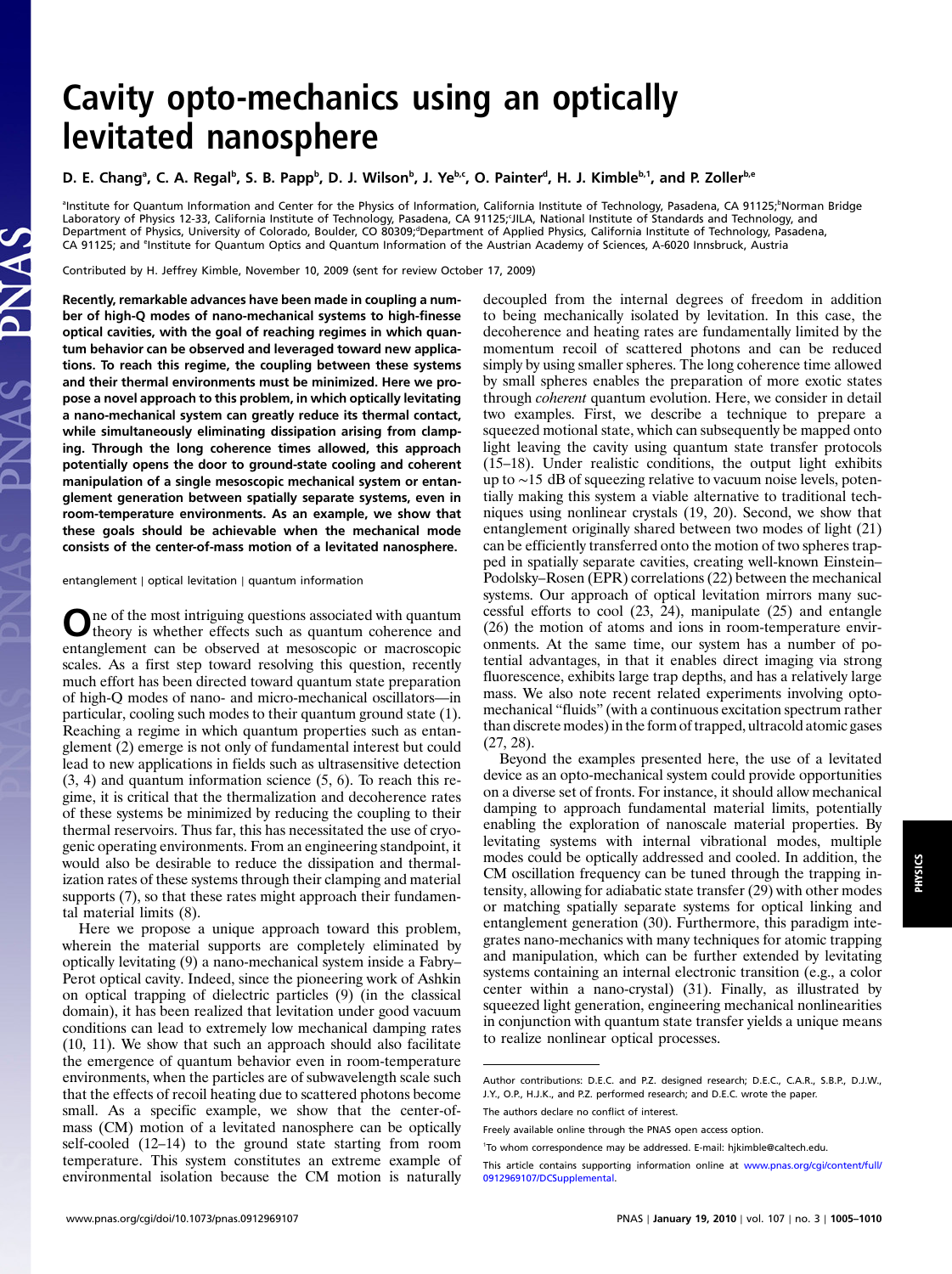# Cavity opto-mechanics using an optically levitated nanosphere

D. E. Chang[a], C. A. Regal[b], S. B. Papp[b], D. J. Wilson[b], J. Ye[b,c], O. Painter[d], H. J. Kimble[b,1], and P. Zoller[b,e]

[a]Institute for Quantum Information and Center for the Physics of Information, California Institute of Technology, Pasadena, CA 91125; [b]Norman Bridge Laboratory of Physics 12-33, California Institute of Technology, Pasadena, CA 91125; [c]JILA, National Institute of Standards and Technology, and Department of Physics, University of Colorado, Boulder, CO 80309; [d]Department of Applied Physics, California Institute of Technology, Pasadena, CA 91125; and [e]Institute for Quantum Optics and Quantum Information of the Austrian Academy of Sciences, A-6020 Innsbruck, Austria

Contributed by H. Jeffrey Kimble, November 10, 2009 (sent for review October 17, 2009)

**Recently, remarkable advances have been made in coupling a number of high-Q modes of nano-mechanical systems to high-finesse optical cavities, with the goal of reaching regimes in which quantum behavior can be observed and leveraged toward new applications. To reach this regime, the coupling between these systems and their thermal environments must be minimized. Here we propose a novel approach to this problem, in which optically levitating a nano-mechanical system can greatly reduce its thermal contact, while simultaneously eliminating dissipation arising from clamping. Through the long coherence times allowed, this approach potentially opens the door to ground-state cooling and coherent manipulation of a single mesoscopic mechanical system or entanglement generation between spatially separate systems, even in room-temperature environments. As an example, we show that these goals should be achievable when the mechanical mode consists of the center-of-mass motion of a levitated nanosphere.**

entanglement | optical levitation | quantum information

One of the most intriguing questions associated with quantum theory is whether effects such as quantum coherence and entanglement can be observed at mesoscopic or macroscopic scales. As a first step toward resolving this question, recently much effort has been directed toward quantum state preparation of high-Q modes of nano- and micro-mechanical oscillators—in particular, cooling such modes to their quantum ground state (1). Reaching a regime in which quantum properties such as entanglement (2) emerge is not only of fundamental interest but could lead to new applications in fields such as ultrasensitive detection (3, 4) and quantum information science (5, 6). To reach this regime, it is critical that the thermalization and decoherence rates of these systems be minimized by reducing the coupling to their thermal reservoirs. Thus far, this has necessitated the use of cryogenic operating environments. From an engineering standpoint, it would also be desirable to reduce the dissipation and thermalization rates of these systems through their clamping and material supports (7), so that these rates might approach their fundamental material limits (8).

Here we propose a unique approach toward this problem, wherein the material supports are completely eliminated by optically levitating (9) a nano-mechanical system inside a Fabry–Perot optical cavity. Indeed, since the pioneering work of Ashkin on optical trapping of dielectric particles (9) (in the classical domain), it has been realized that levitation under good vacuum conditions can lead to extremely low mechanical damping rates (10, 11). We show that such an approach should also facilitate the emergence of quantum behavior even in room-temperature environments, when the particles are of subwavelength scale such that the effects of recoil heating due to scattered photons become small. As a specific example, we show that the center-of-mass (CM) motion of a levitated nanosphere can be optically self-cooled (12–14) to the ground state starting from room temperature. This system constitutes an extreme example of environmental isolation because the CM motion is naturally decoupled from the internal degrees of freedom in addition to being mechanically isolated by levitation. In this case, the decoherence and heating rates are fundamentally limited by the momentum recoil of scattered photons and can be reduced simply by using smaller spheres. The long coherence time allowed by small spheres enables the preparation of more exotic states through *coherent* quantum evolution. Here, we consider in detail two examples. First, we describe a technique to prepare a squeezed motional state, which can subsequently be mapped onto light leaving the cavity using quantum state transfer protocols (15–18). Under realistic conditions, the output light exhibits up to ∼15 dB of squeezing relative to vacuum noise levels, potentially making this system a viable alternative to traditional techniques using nonlinear crystals (19, 20). Second, we show that entanglement originally shared between two modes of light (21) can be efficiently transferred onto the motion of two spheres trapped in spatially separate cavities, creating well-known Einstein–Podolsky–Rosen (EPR) correlations (22) between the mechanical systems. Our approach of optical levitation mirrors many successful efforts to cool (23, 24), manipulate (25) and entangle (26) the motion of atoms and ions in room-temperature environments. At the same time, our system has a number of potential advantages, in that it enables direct imaging via strong fluorescence, exhibits large trap depths, and has a relatively large mass. We also note recent related experiments involving opto-mechanical "fluids" (with a continuous excitation spectrum rather than discrete modes) in the form of trapped, ultracold atomic gases (27, 28).

Beyond the examples presented here, the use of a levitated device as an opto-mechanical system could provide opportunities on a diverse set of fronts. For instance, it should allow mechanical damping to approach fundamental material limits, potentially enabling the exploration of nanoscale material properties. By levitating systems with internal vibrational modes, multiple modes could be optically addressed and cooled. In addition, the CM oscillation frequency can be tuned through the trapping intensity, allowing for adiabatic state transfer (29) with other modes or matching spatially separate systems for optical linking and entanglement generation (30). Furthermore, this paradigm integrates nano-mechanics with many techniques for atomic trapping and manipulation, which can be further extended by levitating systems containing an internal electronic transition (e.g., a color center within a nano-crystal) (31). Finally, as illustrated by squeezed light generation, engineering mechanical nonlinearities in conjunction with quantum state transfer yields a unique means to realize nonlinear optical processes.

Author contributions: D.E.C. and P.Z. designed research; D.E.C., C.A.R., S.B.P., D.J.W., J.Y., O.P., H.J.K., and P.Z. performed research; and D.E.C. wrote the paper.

The authors declare no conflict of interest.

Freely available online through the PNAS open access option.

[1]To whom correspondence may be addressed. E-mail: hjkimble@caltech.edu.

This article contains supporting information online at www.pnas.org/cgi/content/full/0912969107/DCSupplemental.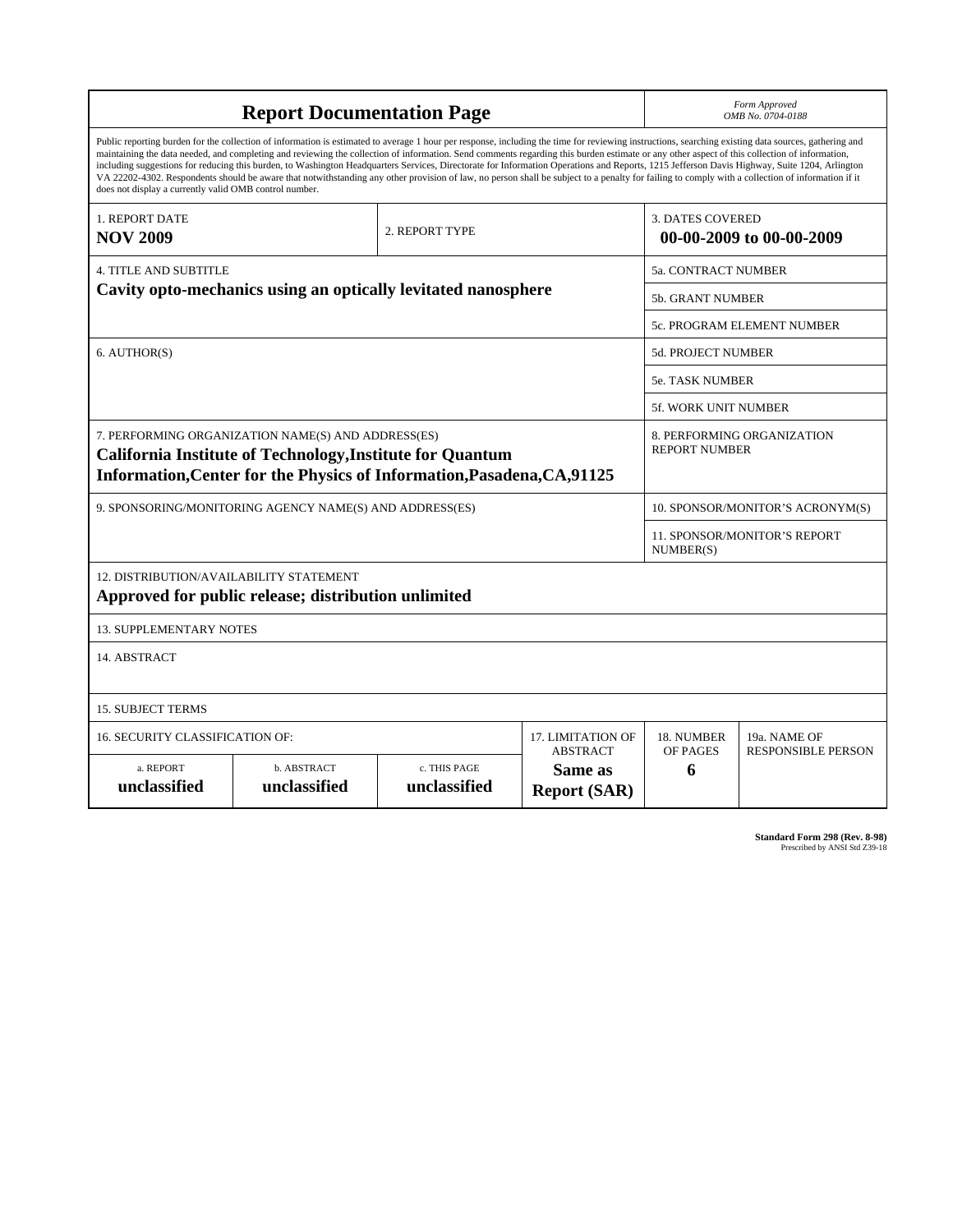# Report Documentation Page

*Form Approved*
*OMB No. 0704-0188*

Public reporting burden for the collection of information is estimated to average 1 hour per response, including the time for reviewing instructions, searching existing data sources, gathering and maintaining the data needed, and completing and reviewing the collection of information. Send comments regarding this burden estimate or any other aspect of this collection of information, including suggestions for reducing this burden, to Washington Headquarters Services, Directorate for Information Operations and Reports, 1215 Jefferson Davis Highway, Suite 1204, Arlington VA 22202-4302. Respondents should be aware that notwithstanding any other provision of law, no person shall be subject to a penalty for failing to comply with a collection of information if it does not display a currently valid OMB control number.

| | | |
|---|---|---|
| 1. REPORT DATE<br>**NOV 2009** | 2. REPORT TYPE | 3. DATES COVERED<br>**00-00-2009 to 00-00-2009** |
| 4. TITLE AND SUBTITLE<br>**Cavity opto-mechanics using an optically levitated nanosphere** | | 5a. CONTRACT NUMBER |
| | | 5b. GRANT NUMBER |
| | | 5c. PROGRAM ELEMENT NUMBER |
| 6. AUTHOR(S) | | 5d. PROJECT NUMBER |
| | | 5e. TASK NUMBER |
| | | 5f. WORK UNIT NUMBER |
| 7. PERFORMING ORGANIZATION NAME(S) AND ADDRESS(ES)<br>**California Institute of Technology,Institute for Quantum Information,Center for the Physics of Information,Pasadena,CA,91125** | | 8. PERFORMING ORGANIZATION REPORT NUMBER |
| 9. SPONSORING/MONITORING AGENCY NAME(S) AND ADDRESS(ES) | | 10. SPONSOR/MONITOR'S ACRONYM(S) |
| | | 11. SPONSOR/MONITOR'S REPORT NUMBER(S) |

12. DISTRIBUTION/AVAILABILITY STATEMENT
**Approved for public release; distribution unlimited**

13. SUPPLEMENTARY NOTES

14. ABSTRACT

15. SUBJECT TERMS

| 16. SECURITY CLASSIFICATION OF: | | | 17. LIMITATION OF ABSTRACT | 18. NUMBER OF PAGES | 19a. NAME OF RESPONSIBLE PERSON |
|---|---|---|---|---|---|
| a. REPORT | b. ABSTRACT | c. THIS PAGE | | | |
| **unclassified** | **unclassified** | **unclassified** | **Same as Report (SAR)** | **6** | |

**Standard Form 298 (Rev. 8-98)**
Prescribed by ANSI Std Z39-18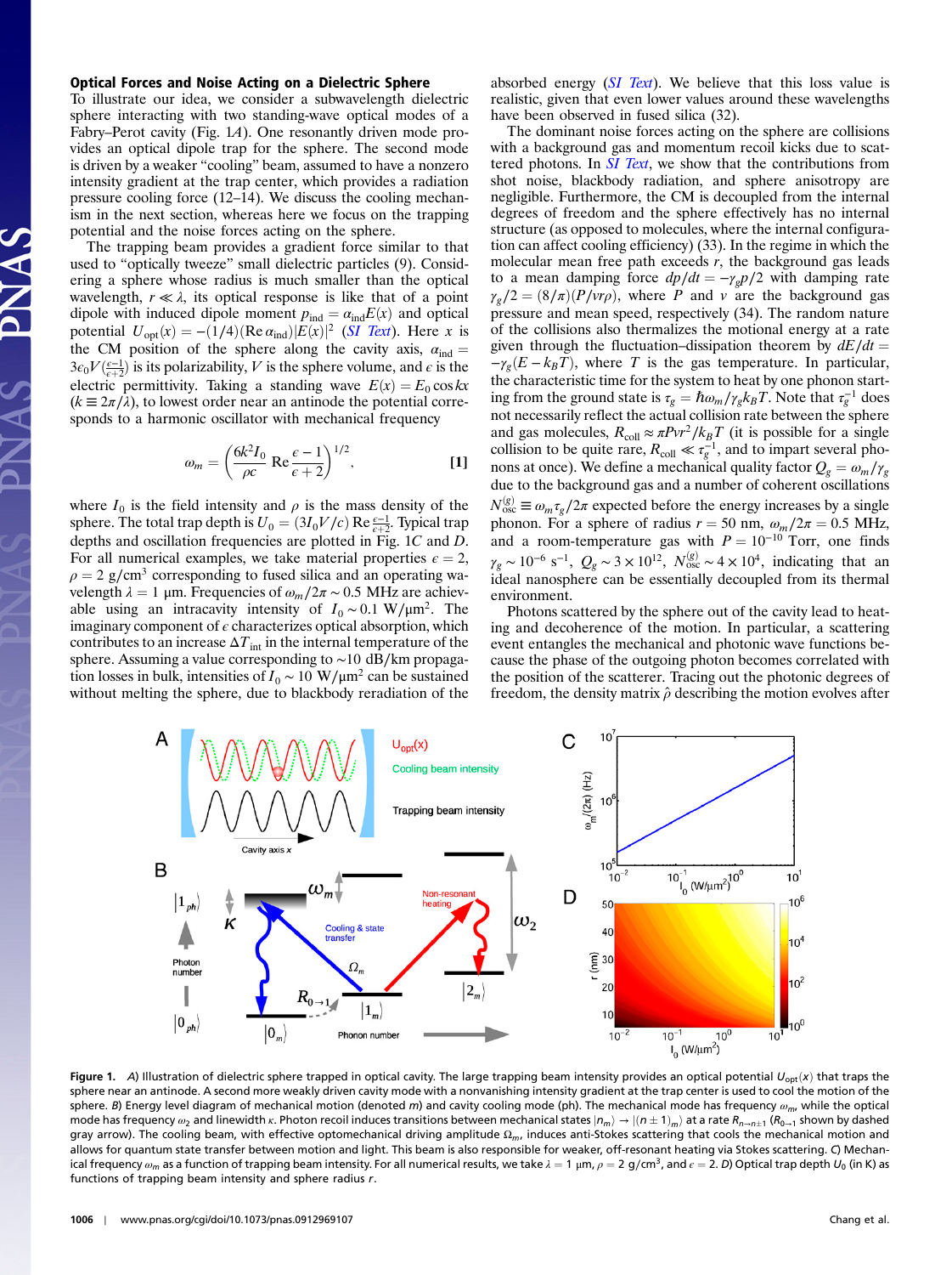### Optical Forces and Noise Acting on a Dielectric Sphere

To illustrate our idea, we consider a subwavelength dielectric sphere interacting with two standing-wave optical modes of a Fabry–Perot cavity (Fig. 1*A*). One resonantly driven mode provides an optical dipole trap for the sphere. The second mode is driven by a weaker "cooling" beam, assumed to have a nonzero intensity gradient at the trap center, which provides a radiation pressure cooling force (12–14). We discuss the cooling mechanism in the next section, whereas here we focus on the trapping potential and the noise forces acting on the sphere.

The trapping beam provides a gradient force similar to that used to "optically tweeze" small dielectric particles (9). Considering a sphere whose radius is much smaller than the optical wavelength, $r \ll \lambda$, its optical response is like that of a point dipole with induced dipole moment $p_{\mathrm{ind}} = \alpha_{\mathrm{ind}} E(x)$ and optical potential $U_{\mathrm{opt}}(x) = -(1/4)(\mathrm{Re}\,\alpha_{\mathrm{ind}})|E(x)|^2$ (*SI Text*). Here $x$ is the CM position of the sphere along the cavity axis, $\alpha_{\mathrm{ind}} = 3\epsilon_0 V\left(\frac{\epsilon-1}{\epsilon+2}\right)$ is its polarizability, $V$ is the sphere volume, and $\epsilon$ is the electric permittivity. Taking a standing wave $E(x) = E_0 \cos kx$ ($k \equiv 2\pi/\lambda$), to lowest order near an antinode the potential corresponds to a harmonic oscillator with mechanical frequency

$$\omega_m = \left(\frac{6k^2 I_0}{\rho c}\,\mathrm{Re}\,\frac{\epsilon-1}{\epsilon+2}\right)^{1/2}, \qquad [1]$$

where $I_0$ is the field intensity and $\rho$ is the mass density of the sphere. The total trap depth is $U_0 = (3I_0 V/c)\,\mathrm{Re}\,\frac{\epsilon-1}{\epsilon+2}$. Typical trap depths and oscillation frequencies are plotted in Fig. 1 *C* and *D*. For all numerical examples, we take material properties $\epsilon = 2$, $\rho = 2\ \mathrm{g/cm^3}$ corresponding to fused silica and an operating wavelength $\lambda = 1\ \mu\mathrm{m}$. Frequencies of $\omega_m/2\pi \sim 0.5$ MHz are achievable using an intracavity intensity of $I_0 \sim 0.1\ \mathrm{W}/\mu\mathrm{m}^2$. The imaginary component of $\epsilon$ characterizes optical absorption, which contributes to an increase $\Delta T_{\mathrm{int}}$ in the internal temperature of the sphere. Assuming a value corresponding to ~10 dB/km propagation losses in bulk, intensities of $I_0 \sim 10\ \mathrm{W}/\mu\mathrm{m}^2$ can be sustained without melting the sphere, due to blackbody reradiation of the absorbed energy (*SI Text*). We believe that this loss value is realistic, given that even lower values around these wavelengths have been observed in fused silica (32).

The dominant noise forces acting on the sphere are collisions with a background gas and momentum recoil kicks due to scattered photons. In *SI Text*, we show that the contributions from shot noise, blackbody radiation, and sphere anisotropy are negligible. Furthermore, the CM is decoupled from the internal degrees of freedom and the sphere effectively has no internal structure (as opposed to molecules, where the internal configuration can affect cooling efficiency) (33). In the regime in which the molecular mean free path exceeds $r$, the background gas leads to a mean damping force $dp/dt = -\gamma_g p/2$ with damping rate $\gamma_g/2 = (8/\pi)(P/vr\rho)$, where $P$ and $v$ are the background gas pressure and mean speed, respectively (34). The random nature of the collisions also thermalizes the motional energy at a rate given through the fluctuation–dissipation theorem by $dE/dt = -\gamma_g(E - k_B T)$, where $T$ is the gas temperature. In particular, the characteristic time for the system to heat by one phonon starting from the ground state is $\tau_g = \hbar\omega_m/\gamma_g k_B T$. Note that $\tau_g^{-1}$ does not necessarily reflect the actual collision rate between the sphere and gas molecules, $R_{\mathrm{coll}} \approx \pi P v r^2/k_B T$ (it is possible for a single collision to be quite rare, $R_{\mathrm{coll}} \ll \tau_g^{-1}$, and to impart several phonons at once). We define a mechanical quality factor $Q_g = \omega_m/\gamma_g$ due to the background gas and a number of coherent oscillations $N_{\mathrm{osc}}^{(g)} \equiv \omega_m \tau_g/2\pi$ expected before the energy increases by a single phonon. For a sphere of radius $r = 50$ nm, $\omega_m/2\pi = 0.5$ MHz, and a room-temperature gas with $P = 10^{-10}$ Torr, one finds $\gamma_g \sim 10^{-6}\ \mathrm{s^{-1}}$, $Q_g \sim 3\times 10^{12}$, $N_{\mathrm{osc}}^{(g)} \sim 4\times 10^4$, indicating that an ideal nanosphere can be essentially decoupled from its thermal environment.

Photons scattered by the sphere out of the cavity lead to heating and decoherence of the motion. In particular, a scattering event entangles the mechanical and photonic wave functions because the phase of the outgoing photon becomes correlated with the position of the scatterer. Tracing out the photonic degrees of freedom, the density matrix $\hat{\rho}$ describing the motion evolves after

**Figure 1.** *A*) Illustration of dielectric sphere trapped in optical cavity. The large trapping beam intensity provides an optical potential $U_{\mathrm{opt}}(x)$ that traps the sphere near an antinode. A second more weakly driven cavity mode with a nonvanishing intensity gradient at the trap center is used to cool the motion of the sphere. *B*) Energy level diagram of mechanical motion (denoted $m$) and cavity cooling mode (ph). The mechanical mode has frequency $\omega_m$, while the optical mode has frequency $\omega_2$ and linewidth $\kappa$. Photon recoil induces transitions between mechanical states $|n_m\rangle \to |(n\pm 1)_m\rangle$ at a rate $R_{n\to n\pm 1}$ ($R_{0\to 1}$ shown by dashed gray arrow). The cooling beam, with effective optomechanical driving amplitude $\Omega_m$, induces anti-Stokes scattering that cools the mechanical motion and allows for quantum state transfer between motion and light. This beam is also responsible for weaker, off-resonant heating via Stokes scattering. *C*) Mechanical frequency $\omega_m$ as a function of trapping beam intensity. For all numerical results, we take $\lambda = 1\ \mu\mathrm{m}$, $\rho = 2\ \mathrm{g/cm^3}$, and $\epsilon = 2$. *D*) Optical trap depth $U_0$ (in K) as functions of trapping beam intensity and sphere radius $r$.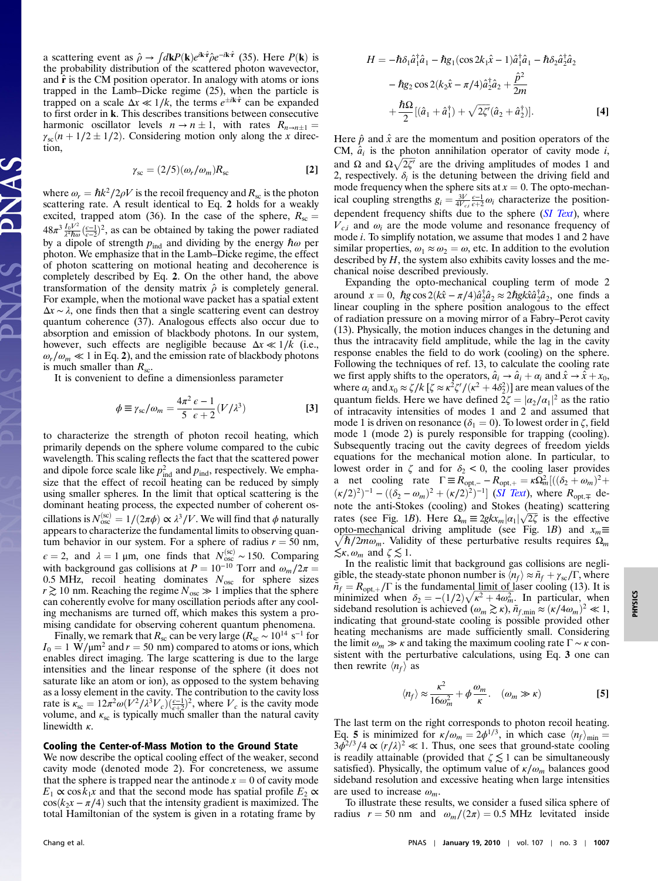a scattering event as $\hat{\rho} \to \int d\mathbf{k}P(\mathbf{k})e^{i\mathbf{k}\cdot\hat{\mathbf{r}}}\hat{\rho}e^{-i\mathbf{k}\cdot\hat{\mathbf{r}}}$ (35). Here $P(\mathbf{k})$ is the probability distribution of the scattered photon wavevector, and $\hat{\mathbf{r}}$ is the CM position operator. In analogy with atoms or ions trapped in the Lamb–Dicke regime (25), when the particle is trapped on a scale $\Delta x \ll 1/k$, the terms $e^{\pm i\mathbf{k}\cdot\hat{\mathbf{r}}}$ can be expanded to first order in $\mathbf{k}$. This describes transitions between consecutive harmonic oscillator levels $n \to n \pm 1$, with rates $R_{n\to n\pm 1} = \gamma_{\rm sc}(n + 1/2 \pm 1/2)$. Considering motion only along the $x$ direction,

$$\gamma_{\rm sc} = (2/5)(\omega_r/\omega_m)R_{\rm sc} \qquad [2]$$

where $\omega_r = \hbar k^2/2\rho V$ is the recoil frequency and $R_{\rm sc}$ is the photon scattering rate. A result identical to Eq. **2** holds for a weakly excited, trapped atom (36). In the case of the sphere, $R_{\rm sc} = 48\pi^3 \frac{I_0 V^2}{\lambda^4 \hbar\omega}\left(\frac{\epsilon-1}{\epsilon-2}\right)^2$, as can be obtained by taking the power radiated by a dipole of strength $p_{\rm ind}$ and dividing by the energy $\hbar\omega$ per photon. We emphasize that in the Lamb–Dicke regime, the effect of photon scattering on motional heating and decoherence is completely described by Eq. **2**. On the other hand, the above transformation of the density matrix $\hat{\rho}$ is completely general. For example, when the motional wave packet has a spatial extent $\Delta x \sim \lambda$, one finds then that a single scattering event can destroy quantum coherence (37). Analogous effects also occur due to absorption and emission of blackbody photons. In our system, however, such effects are negligible because $\Delta x \ll 1/k$ (i.e., $\omega_r/\omega_m \ll 1$ in Eq. **2**), and the emission rate of blackbody photons is much smaller than $R_{\rm sc}$.

It is convenient to define a dimensionless parameter

$$\phi \equiv \gamma_{\rm sc}/\omega_m = \frac{4\pi^2}{5}\frac{\epsilon - 1}{\epsilon + 2}(V/\lambda^3) \qquad [3]$$

to characterize the strength of photon recoil heating, which primarily depends on the sphere volume compared to the cubic wavelength. This scaling reflects the fact that the scattered power and dipole force scale like $p_{\rm ind}^2$ and $p_{\rm ind}$, respectively. We emphasize that the effect of recoil heating can be reduced by simply using smaller spheres. In the limit that optical scattering is the dominant heating process, the expected number of coherent oscillations is $N_{\rm osc}^{(\rm sc)} = 1/(2\pi\phi) \propto \lambda^3/V$. We will find that $\phi$ naturally appears to characterize the fundamental limits to observing quantum behavior in our system. For a sphere of radius $r = 50$ nm, $\epsilon = 2$, and $\lambda = 1$ μm, one finds that $N_{\rm osc}^{(\rm sc)} \sim 150$. Comparing with background gas collisions at $P = 10^{-10}$ Torr and $\omega_m/2\pi = 0.5$ MHz, recoil heating dominates $N_{\rm osc}$ for sphere sizes $r \gtrsim 10$ nm. Reaching the regime $N_{\rm osc} \gg 1$ implies that the sphere can coherently evolve for many oscillation periods after any cooling mechanisms are turned off, which makes this system a promising candidate for observing coherent quantum phenomena.

Finally, we remark that $R_{\rm sc}$ can be very large ($R_{\rm sc} \sim 10^{14}$ s$^{-1}$ for $I_0 = 1$ W/μm$^2$ and $r = 50$ nm) compared to atoms or ions, which enables direct imaging. The large scattering is due to the large intensities and the linear response of the sphere (it does not saturate like an atom or ion), as opposed to the system behaving as a lossy element in the cavity. The contribution to the cavity loss rate is $\kappa_{\rm sc} = 12\pi^2\omega(V^2/\lambda^3 V_c)\left(\frac{\epsilon-1}{\epsilon+2}\right)^2$, where $V_c$ is the cavity mode volume, and $\kappa_{\rm sc}$ is typically much smaller than the natural cavity linewidth $\kappa$.

## Cooling the Center-of-Mass Motion to the Ground State

We now describe the optical cooling effect of the weaker, second cavity mode (denoted mode 2). For concreteness, we assume that the sphere is trapped near the antinode $x = 0$ of cavity mode $E_1 \propto \cos k_1 x$ and that the second mode has spatial profile $E_2 \propto \cos(k_2 x - \pi/4)$ such that the intensity gradient is maximized. The total Hamiltonian of the system is given in a rotating frame by

$$\begin{aligned} H = &-\hbar\delta_1\hat{a}_1^\dagger\hat{a}_1 - \hbar g_1(\cos 2k_1\hat{x} - 1)\hat{a}_1^\dagger\hat{a}_1 - \hbar\delta_2\hat{a}_2^\dagger\hat{a}_2 \\ &- \hbar g_2\cos 2(k_2\hat{x} - \pi/4)\hat{a}_2^\dagger\hat{a}_2 + \frac{\hat{p}^2}{2m} \\ &+ \frac{\hbar\Omega}{2}[(\hat{a}_1 + \hat{a}_1^\dagger) + \sqrt{2\zeta'}(\hat{a}_2 + \hat{a}_2^\dagger)]. \end{aligned} \qquad [4]$$

Here $\hat{p}$ and $\hat{x}$ are the momentum and position operators of the CM, $\hat{a}_i$ is the photon annihilation operator of cavity mode $i$, and $\Omega$ and $\Omega\sqrt{2\zeta'}$ are the driving amplitudes of modes 1 and 2, respectively. $\delta_i$ is the detuning between the driving field and mode frequency when the sphere sits at $x = 0$. The opto-mechanical coupling strengths $g_i = \frac{3V}{4V_{c,i}}\frac{\epsilon-1}{\epsilon+2}\omega_i$ characterize the position-dependent frequency shifts due to the sphere (*SI Text*), where $V_{c,i}$ and $\omega_i$ are the mode volume and resonance frequency of mode $i$. To simplify notation, we assume that modes 1 and 2 have similar properties, $\omega_1 \approx \omega_2 = \omega$, etc. In addition to the evolution described by $H$, the system also exhibits cavity losses and the mechanical noise described previously.

Expanding the opto-mechanical coupling term of mode 2 around $x = 0$, $\hbar g\cos 2(k\hat{x} - \pi/4)\hat{a}_2^\dagger\hat{a}_2 \approx 2\hbar gk\hat{x}\hat{a}_2^\dagger\hat{a}_2$, one finds a linear coupling in the sphere position analogous to the effect of radiation pressure on a moving mirror of a Fabry–Perot cavity (13). Physically, the motion induces changes in the detuning and thus the intracavity field amplitude, while the lag in the cavity response enables the field to do work (cooling) on the sphere. Following the techniques of ref. 13, to calculate the cooling rate we first apply shifts to the operators, $\hat{a}_i \to \hat{a}_i + \alpha_i$ and $\hat{x} \to \hat{x} + x_0$, where $\alpha_i$ and $x_0 \approx \zeta/k$ [$\zeta \approx \kappa^2\zeta'/(\kappa^2 + 4\delta_2^2)$] are mean values of the quantum fields. Here we have defined $2\zeta = |\alpha_2/\alpha_1|^2$ as the ratio of intracavity intensities of modes 1 and 2 and assumed that mode 1 is driven on resonance ($\delta_1 = 0$). To lowest order in $\zeta$, field mode 1 (mode 2) is purely responsible for trapping (cooling). Subsequently tracing out the cavity degrees of freedom yields equations for the mechanical motion alone. In particular, to lowest order in $\zeta$ and for $\delta_2 < 0$, the cooling laser provides a net cooling rate $\Gamma \equiv R_{\rm opt,-} - R_{\rm opt,+} = \kappa\Omega_m^2[((\delta_2 + \omega_m)^2 + (\kappa/2)^2)^{-1} - ((\delta_2 - \omega_m)^2 + (\kappa/2)^2)^{-1}]$ (*SI Text*), where $R_{\rm opt,\mp}$ denote the anti-Stokes (cooling) and Stokes (heating) scattering rates (see Fig. 1*B*). Here $\Omega_m \equiv 2gkx_m|\alpha_1|\sqrt{2\zeta}$ is the effective opto-mechanical driving amplitude (see Fig. 1*B*) and $x_m \equiv \sqrt{\hbar/2m\omega_m}$. Validity of these perturbative results requires $\Omega_m \lesssim \kappa, \omega_m$ and $\zeta \lesssim 1$.

In the realistic limit that background gas collisions are negligible, the steady-state phonon number is $\langle n_f\rangle \approx \tilde{n}_f + \gamma_{\rm sc}/\Gamma$, where $\tilde{n}_f = R_{\rm opt,+}/\Gamma$ is the fundamental limit of laser cooling (13). It is minimized when $\delta_2 = -(1/2)\sqrt{\kappa^2 + 4\omega_m^2}$. In particular, when sideband resolution is achieved ($\omega_m \gtrsim \kappa$), $\tilde{n}_{f,\min} \approx (\kappa/4\omega_m)^2 \ll 1$, indicating that ground-state cooling is possible provided other heating mechanisms are made sufficiently small. Considering the limit $\omega_m \gg \kappa$ and taking the maximum cooling rate $\Gamma \sim \kappa$ consistent with the perturbative calculations, using Eq. **3** one can then rewrite $\langle n_f\rangle$ as

$$\langle n_f\rangle \approx \frac{\kappa^2}{16\omega_m^2} + \phi\frac{\omega_m}{\kappa}. \quad (\omega_m \gg \kappa) \qquad [5]$$

The last term on the right corresponds to photon recoil heating. Eq. **5** is minimized for $\kappa/\omega_m = 2\phi^{1/3}$, in which case $\langle n_f\rangle_{\min} = 3\phi^{2/3}/4 \propto (r/\lambda)^2 \ll 1$. Thus, one sees that ground-state cooling is readily attainable (provided that $\zeta \lesssim 1$ can be simultaneously satisfied). Physically, the optimum value of $\kappa/\omega_m$ balances good sideband resolution and excessive heating when large intensities are used to increase $\omega_m$.

To illustrate these results, we consider a fused silica sphere of radius $r = 50$ nm and $\omega_m/(2\pi) = 0.5$ MHz levitated inside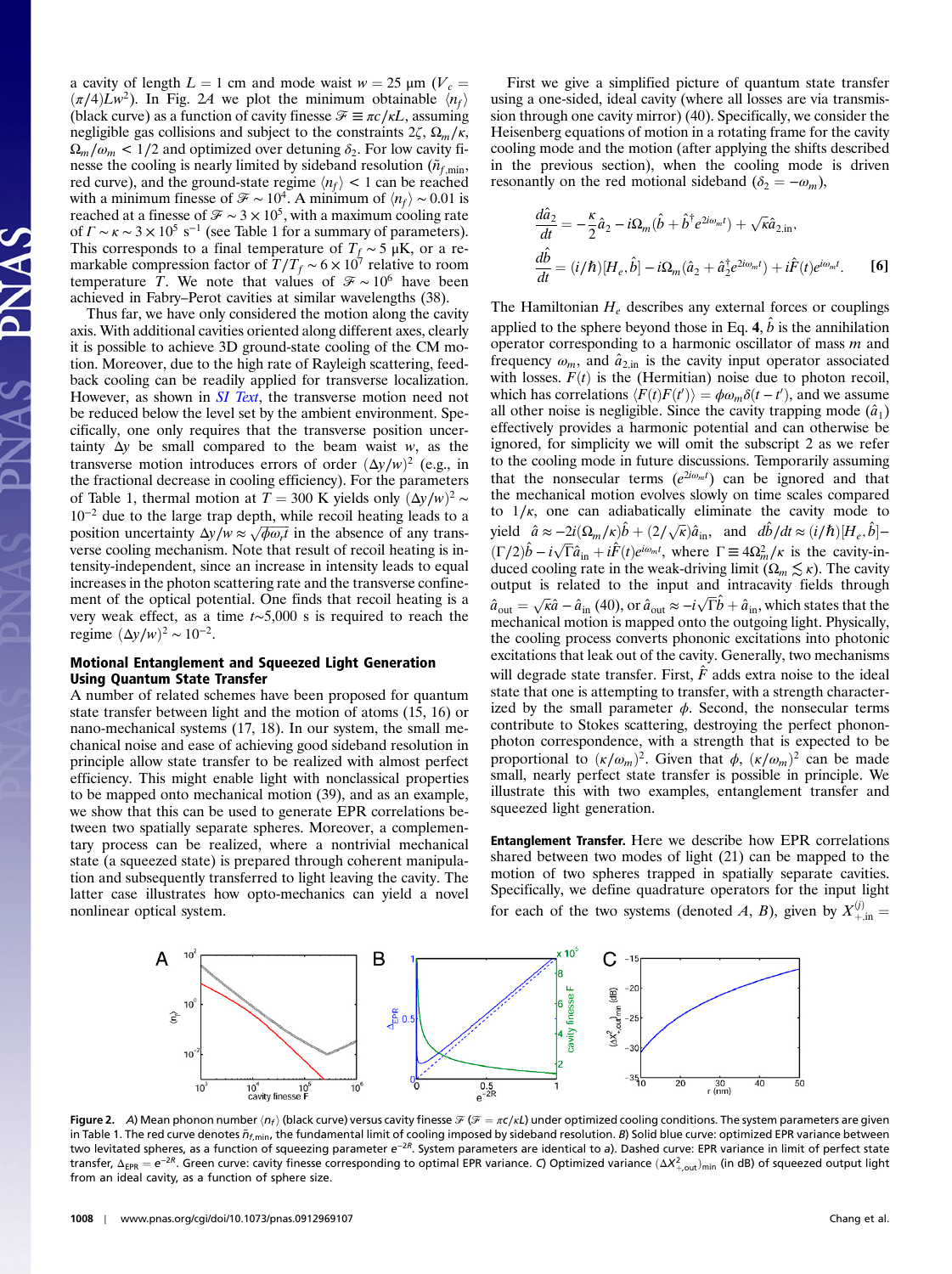a cavity of length $L = 1$ cm and mode waist $w = 25$ μm ($V_c = (\pi/4)Lw^2$). In Fig. 2*A* we plot the minimum obtainable $\langle n_f \rangle$ (black curve) as a function of cavity finesse $\mathscr{F} \equiv \pi c/\kappa L$, assuming negligible gas collisions and subject to the constraints $2\zeta$, $\Omega_m/\kappa$, $\Omega_m/\omega_m < 1/2$ and optimized over detuning $\delta_2$. For low cavity finesse the cooling is nearly limited by sideband resolution ($\tilde{n}_{f,\min}$, red curve), and the ground-state regime $\langle n_f \rangle < 1$ can be reached with a minimum finesse of $\mathscr{F} \sim 10^4$. A minimum of $\langle n_f \rangle \sim 0.01$ is reached at a finesse of $\mathscr{F} \sim 3 \times 10^5$, with a maximum cooling rate of $\Gamma \sim \kappa \sim 3 \times 10^5$ s$^{-1}$ (see Table 1 for a summary of parameters). This corresponds to a final temperature of $T_f \sim 5$ μK, or a remarkable compression factor of $T/T_f \sim 6 \times 10^7$ relative to room temperature $T$. We note that values of $\mathscr{F} \sim 10^6$ have been achieved in Fabry–Perot cavities at similar wavelengths (38).

Thus far, we have only considered the motion along the cavity axis. With additional cavities oriented along different axes, clearly it is possible to achieve 3D ground-state cooling of the CM motion. Moreover, due to the high rate of Rayleigh scattering, feedback cooling can be readily applied for transverse localization. However, as shown in *SI Text*, the transverse motion need not be reduced below the level set by the ambient environment. Specifically, one only requires that the transverse position uncertainty $\Delta y$ be small compared to the beam waist $w$, as the transverse motion introduces errors of order $(\Delta y/w)^2$ (e.g., in the fractional decrease in cooling efficiency). For the parameters of Table 1, thermal motion at $T = 300$ K yields only $(\Delta y/w)^2 \sim 10^{-2}$ due to the large trap depth, while recoil heating leads to a position uncertainty $\Delta y/w \approx \sqrt{\phi \omega_r t}$ in the absence of any transverse cooling mechanism. Note that result of recoil heating is intensity-independent, since an increase in intensity leads to equal increases in the photon scattering rate and the transverse confinement of the optical potential. One finds that recoil heating is a very weak effect, as a time $t \sim 5{,}000$ s is required to reach the regime $(\Delta y/w)^2 \sim 10^{-2}$.

## Motional Entanglement and Squeezed Light Generation Using Quantum State Transfer

A number of related schemes have been proposed for quantum state transfer between light and the motion of atoms (15, 16) or nano-mechanical systems (17, 18). In our system, the small mechanical noise and ease of achieving good sideband resolution in principle allow state transfer to be realized with almost perfect efficiency. This might enable light with nonclassical properties to be mapped onto mechanical motion (39), and as an example, we show that this can be used to generate EPR correlations between two spatially separate spheres. Moreover, a complementary process can be realized, where a nontrivial mechanical state (a squeezed state) is prepared through coherent manipulation and subsequently transferred to light leaving the cavity. The latter case illustrates how opto-mechanics can yield a novel nonlinear optical system.

First we give a simplified picture of quantum state transfer using a one-sided, ideal cavity (where all losses are via transmission through one cavity mirror) (40). Specifically, we consider the Heisenberg equations of motion in a rotating frame for the cavity cooling mode and the motion (after applying the shifts described in the previous section), when the cooling mode is driven resonantly on the red motional sideband ($\delta_2 = -\omega_m$),

$$\frac{d\hat{a}_2}{dt} = -\frac{\kappa}{2}\hat{a}_2 - i\Omega_m(\hat{b} + \hat{b}^\dagger e^{2i\omega_m t}) + \sqrt{\kappa}\hat{a}_{2,\mathrm{in}},$$
$$\frac{d\hat{b}}{dt} = (i/\hbar)[H_e, \hat{b}] - i\Omega_m(\hat{a}_2 + \hat{a}_2^\dagger e^{2i\omega_m t}) + i\hat{F}(t)e^{i\omega_m t}. \qquad [6]$$

The Hamiltonian $H_e$ describes any external forces or couplings applied to the sphere beyond those in Eq. **4**, $\hat{b}$ is the annihilation operator corresponding to a harmonic oscillator of mass $m$ and frequency $\omega_m$, and $\hat{a}_{2,\mathrm{in}}$ is the cavity input operator associated with losses. $F(t)$ is the (Hermitian) noise due to photon recoil, which has correlations $\langle F(t)F(t')\rangle = \phi\omega_m\delta(t-t')$, and we assume all other noise is negligible. Since the cavity trapping mode ($\hat{a}_1$) effectively provides a harmonic potential and can otherwise be ignored, for simplicity we will omit the subscript 2 as we refer to the cooling mode in future discussions. Temporarily assuming that the nonsecular terms ($e^{2i\omega_m t}$) can be ignored and that the mechanical motion evolves slowly on time scales compared to $1/\kappa$, one can adiabatically eliminate the cavity mode to yield $\hat{a} \approx -2i(\Omega_m/\kappa)\hat{b} + (2/\sqrt{\kappa})\hat{a}_{\mathrm{in}}$, and $d\hat{b}/dt \approx (i/\hbar)[H_e, \hat{b}] - (\Gamma/2)\hat{b} - i\sqrt{\Gamma}\hat{a}_{\mathrm{in}} + i\hat{F}(t)e^{i\omega_m t}$, where $\Gamma \equiv 4\Omega_m^2/\kappa$ is the cavity-induced cooling rate in the weak-driving limit ($\Omega_m \lesssim \kappa$). The cavity output is related to the input and intracavity fields through $\hat{a}_{\mathrm{out}} = \sqrt{\kappa}\hat{a} - \hat{a}_{\mathrm{in}}$ (40), or $\hat{a}_{\mathrm{out}} \approx -i\sqrt{\Gamma}\hat{b} + \hat{a}_{\mathrm{in}}$, which states that the mechanical motion is mapped onto the outgoing light. Physically, the cooling process converts phononic excitations into photonic excitations that leak out of the cavity. Generally, two mechanisms will degrade state transfer. First, $\hat{F}$ adds extra noise to the ideal state that one is attempting to transfer, with a strength characterized by the small parameter $\phi$. Second, the nonsecular terms contribute to Stokes scattering, destroying the perfect phonon-photon correspondence, with a strength that is expected to be proportional to $(\kappa/\omega_m)^2$. Given that $\phi$, $(\kappa/\omega_m)^2$ can be made small, nearly perfect state transfer is possible in principle. We illustrate this with two examples, entanglement transfer and squeezed light generation.

**Entanglement Transfer.** Here we describe how EPR correlations shared between two modes of light (21) can be mapped to the motion of two spheres trapped in spatially separate cavities. Specifically, we define quadrature operators for the input light for each of the two systems (denoted $A$, $B$), given by $X^{(j)}_{+,\mathrm{in}} =$

Figure 2. *A*) Mean phonon number $\langle n_f \rangle$ (black curve) versus cavity finesse $\mathscr{F}$ ($\mathscr{F} = \pi c/\kappa L$) under optimized cooling conditions. The system parameters are given in Table 1. The red curve denotes $\tilde{n}_{f,\min}$, the fundamental limit of cooling imposed by sideband resolution. *B*) Solid blue curve: optimized EPR variance between two levitated spheres, as a function of squeezing parameter $e^{-2R}$. System parameters are identical to *a*). Dashed curve: EPR variance in limit of perfect state transfer, $\Delta_{\mathrm{EPR}} = e^{-2R}$. Green curve: cavity finesse corresponding to optimal EPR variance. *C*) Optimized variance $(\Delta X^2_{+,\mathrm{out}})_{\min}$ (in dB) of squeezed output light from an ideal cavity, as a function of sphere size.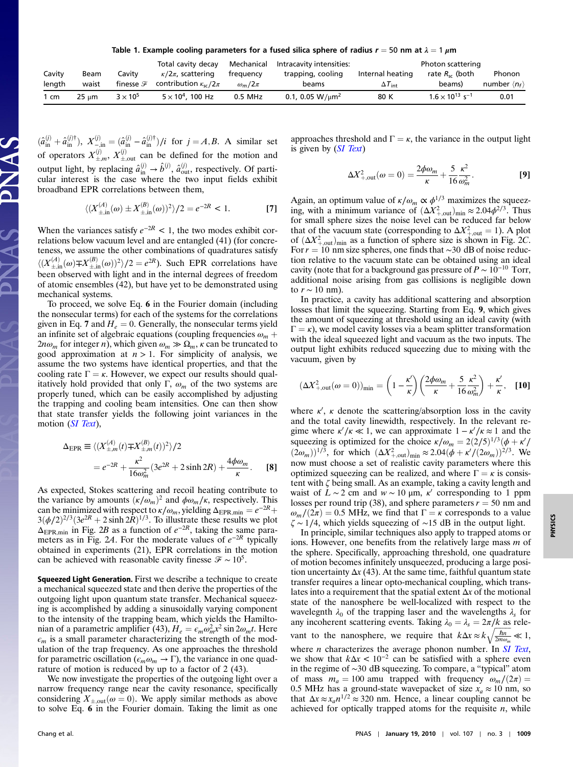**Table 1. Example cooling parameters for a fused silica sphere of radius $r = 50$ nm at $\lambda = 1\ \mu$m**

| Cavity length | Beam waist | Cavity finesse $\mathcal{F}$ | Total cavity decay $\kappa/2\pi$, scattering contribution $\kappa_{sc}/2\pi$ | Mechanical frequency $\omega_m/2\pi$ | Intracavity intensities: trapping, cooling beams | Internal heating $\Delta T_{\rm int}$ | Photon scattering rate $R_{sc}$ (both beams) | Phonon number $\langle n_f \rangle$ |
|---|---|---|---|---|---|---|---|---|
| 1 cm | 25 μm | $3\times10^5$ | $5\times10^4$, 100 Hz | 0.5 MHz | 0.1, 0.05 W/μm$^2$ | 80 K | $1.6\times10^{13}$ s$^{-1}$ | 0.01 |

$(\hat{a}_{\rm in}^{(j)} + \hat{a}_{\rm in}^{(j)\dagger})$, $X_{-,{\rm in}}^{(j)} = (\hat{a}_{\rm in}^{(j)} - \hat{a}_{\rm in}^{(j)\dagger})/i$ for $j = A, B$. A similar set of operators $X_{\pm,m}^{(j)}$, $X_{\pm,{\rm out}}^{(j)}$ can be defined for the motion and output light, by replacing $\hat{a}_{\rm in}^{(j)} \to \hat{b}^{(j)}$, $\hat{a}_{\rm out}^{(j)}$, respectively. Of particular interest is the case where the two input fields exhibit broadband EPR correlations between them,

$$\langle (X_{\pm,{\rm in}}^{(A)}(\omega) \pm X_{\pm,{\rm in}}^{(B)}(\omega))^2 \rangle /2 = e^{-2R} < 1. \qquad [7]$$

When the variances satisfy $e^{-2R} < 1$, the two modes exhibit correlations below vacuum level and are entangled (41) (for concreteness, we assume the other combinations of quadratures satisfy $\langle (X_{\pm,{\rm in}}^{(A)}(\omega) \mp X_{\pm,{\rm in}}^{(B)}(\omega))^2 \rangle /2 = e^{2R}$). Such EPR correlations have been observed with light and in the internal degrees of freedom of atomic ensembles (42), but have yet to be demonstrated using mechanical systems.

To proceed, we solve Eq. **6** in the Fourier domain (including the nonsecular terms) for each of the systems for the correlations given in Eq. **7** and $H_e = 0$. Generally, the nonsecular terms yield an infinite set of algebraic equations (coupling frequencies $\omega_m + 2n\omega_m$ for integer $n$), which given $\omega_m \gg \Omega_m, \kappa$ can be truncated to good approximation at $n > 1$. For simplicity of analysis, we assume the two systems have identical properties, and that the cooling rate $\Gamma = \kappa$. However, we expect our results should qualitatively hold provided that only $\Gamma$, $\omega_m$ of the two systems are properly tuned, which can be easily accomplished by adjusting the trapping and cooling beam intensities. One can then show that state transfer yields the following joint variances in the motion (*SI Text*),

$$\Delta_{\rm EPR} \equiv \langle (X_{\pm,m}^{(A)}(t) \mp X_{\pm,m}^{(B)}(t))^2 \rangle /2$$
$$= e^{-2R} + \frac{\kappa^2}{16\omega_m^2}(3e^{2R} + 2\sinh 2R) + \frac{4\phi\omega_m}{\kappa}. \qquad [8]$$

As expected, Stokes scattering and recoil heating contribute to the variance by amounts $(\kappa/\omega_m)^2$ and $\phi\omega_m/\kappa$, respectively. This can be minimized with respect to $\kappa/\omega_m$, yielding $\Delta_{\rm EPR,min} = e^{-2R} + 3(\phi/2)^{2/3}(3e^{2R} + 2\sinh 2R)^{1/3}$. To illustrate these results we plot $\Delta_{\rm EPR,min}$ in Fig. 2*B* as a function of $e^{-2R}$, taking the same parameters as in Fig. 2*A*. For the moderate values of $e^{-2R}$ typically obtained in experiments (21), EPR correlations in the motion can be achieved with reasonable cavity finesse $\mathcal{F} \sim 10^5$.

**Squeezed Light Generation.** First we describe a technique to create a mechanical squeezed state and then derive the properties of the outgoing light upon quantum state transfer. Mechanical squeezing is accomplished by adding a sinusoidally varying component to the intensity of the trapping beam, which yields the Hamiltonian of a parametric amplifier (43), $H_e = \epsilon_m \omega_m^2 x^2 \sin 2\omega_m t$. Here $\epsilon_m$ is a small parameter characterizing the strength of the modulation of the trap frequency. As one approaches the threshold for parametric oscillation ($\epsilon_m \omega_m \to \Gamma$), the variance in one quadrature of motion is reduced by up to a factor of 2 (43).

We now investigate the properties of the outgoing light over a narrow frequency range near the cavity resonance, specifically considering $X_{\pm,{\rm out}}(\omega = 0)$. We apply similar methods as above to solve Eq. **6** in the Fourier domain. Taking the limit as one approaches threshold and $\Gamma = \kappa$, the variance in the output light is given by (*SI Text*)

$$\Delta X_{+,{\rm out}}^2(\omega = 0) = \frac{2\phi\omega_m}{\kappa} + \frac{5}{16}\frac{\kappa^2}{\omega_m^2}. \qquad [9]$$

Again, an optimum value of $\kappa/\omega_m \propto \phi^{1/3}$ maximizes the squeezing, with a minimum variance of $(\Delta X_{+,{\rm out}}^2)_{\rm min} \approx 2.04\phi^{2/3}$. Thus for small sphere sizes the noise level can be reduced far below that of the vacuum state (corresponding to $\Delta X_{+,{\rm out}}^2 = 1$). A plot of $(\Delta X_{+,{\rm out}}^2)_{\rm min}$ as a function of sphere size is shown in Fig. 2*C*. For $r = 10$ nm size spheres, one finds that ~30 dB of noise reduction relative to the vacuum state can be obtained using an ideal cavity (note that for a background gas pressure of $P \sim 10^{-10}$ Torr, additional noise arising from gas collisions is negligible down to $r \sim 10$ nm).

In practice, a cavity has additional scattering and absorption losses that limit the squeezing. Starting from Eq. **9**, which gives the amount of squeezing at threshold using an ideal cavity (with $\Gamma = \kappa$), we model cavity losses via a beam splitter transformation with the ideal squeezed light and vacuum as the two inputs. The output light exhibits reduced squeezing due to mixing with the vacuum, given by

$$(\Delta X_{+,{\rm out}}^2(\omega = 0))_{\rm min} = \left(1 - \frac{\kappa'}{\kappa}\right)\left(\frac{2\phi\omega_m}{\kappa} + \frac{5}{16}\frac{\kappa^2}{\omega_m^2}\right) + \frac{\kappa'}{\kappa}, \qquad [10]$$

where $\kappa'$, $\kappa$ denote the scattering/absorption loss in the cavity and the total cavity linewidth, respectively. In the relevant regime where $\kappa'/\kappa \ll 1$, we can approximate $1 - \kappa'/\kappa \approx 1$ and the squeezing is optimized for the choice $\kappa/\omega_m = 2(2/5)^{1/3}(\phi + \kappa'/(2\omega_m))^{1/3}$, for which $(\Delta X_{+,{\rm out}}^2)_{\rm min} \approx 2.04(\phi + \kappa'/(2\omega_m))^{2/3}$. We now must choose a set of realistic cavity parameters where this optimized squeezing can be realized, and where $\Gamma = \kappa$ is consistent with $\zeta$ being small. As an example, taking a cavity length and waist of $L \sim 2$ cm and $w \sim 10$ μm, $\kappa'$ corresponding to 1 ppm losses per round trip (38), and sphere parameters $r = 50$ nm and $\omega_m/(2\pi) = 0.5$ MHz, we find that $\Gamma = \kappa$ corresponds to a value $\zeta \sim 1/4$, which yields squeezing of ~15 dB in the output light.

In principle, similar techniques also apply to trapped atoms or ions. However, one benefits from the relatively large mass $m$ of the sphere. Specifically, approaching threshold, one quadrature of motion becomes infinitely unsqueezed, producing a large position uncertainty $\Delta x$ (43). At the same time, faithful quantum state transfer requires a linear opto-mechanical coupling, which translates into a requirement that the spatial extent $\Delta x$ of the motional state of the nanosphere be well-localized with respect to the wavelegnth $\lambda_0$ of the trapping laser and the wavelengths $\lambda_s$ for any incoherent scattering events. Taking $\lambda_0 = \lambda_s = 2\pi/k$ as relevant to the nanosphere, we require that $k\Delta x \approx k\sqrt{\frac{\hbar n}{2m\omega_m}} \ll 1$, where $n$ characterizes the average phonon number. In *SI Text*, we show that $k\Delta x < 10^{-2}$ can be satisfied with a sphere even in the regime of ~30 dB squeezing. To compare, a "typical" atom of mass $m_a = 100$ amu trapped with frequency $\omega_m/(2\pi) = 0.5$ MHz has a ground-state wavepacket of size $x_a \approx 10$ nm, so that $\Delta x \approx x_a n^{1/2} \approx 320$ nm. Hence, a linear coupling cannot be achieved for optically trapped atoms for the requisite $n$, while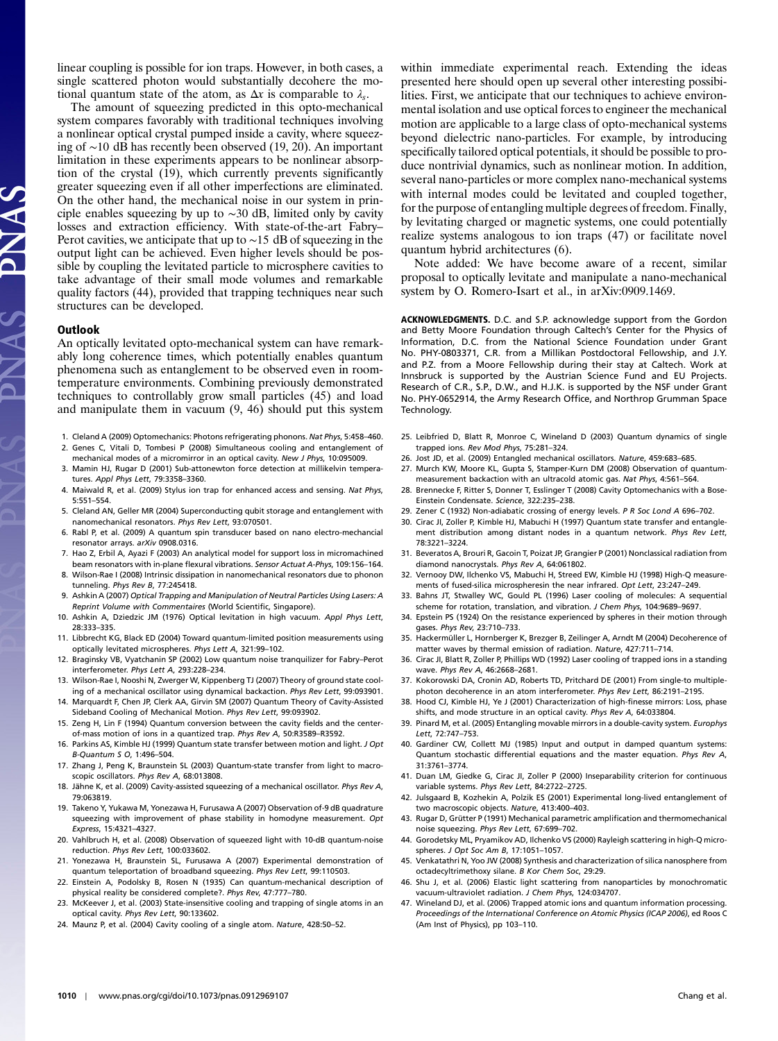linear coupling is possible for ion traps. However, in both cases, a single scattered photon would substantially decohere the motional quantum state of the atom, as $\Delta x$ is comparable to $\lambda_s$.

The amount of squeezing predicted in this opto-mechanical system compares favorably with traditional techniques involving a nonlinear optical crystal pumped inside a cavity, where squeezing of ~10 dB has recently been observed (19, 20). An important limitation in these experiments appears to be nonlinear absorption of the crystal (19), which currently prevents significantly greater squeezing even if all other imperfections are eliminated. On the other hand, the mechanical noise in our system in principle enables squeezing by up to ~30 dB, limited only by cavity losses and extraction efficiency. With state-of-the-art Fabry–Perot cavities, we anticipate that up to ~15 dB of squeezing in the output light can be achieved. Even higher levels should be possible by coupling the levitated particle to microsphere cavities to take advantage of their small mode volumes and remarkable quality factors (44), provided that trapping techniques near such structures can be developed.

## Outlook

An optically levitated opto-mechanical system can have remarkably long coherence times, which potentially enables quantum phenomena such as entanglement to be observed even in room-temperature environments. Combining previously demonstrated techniques to controllably grow small particles (45) and load and manipulate them in vacuum (9, 46) should put this system within immediate experimental reach. Extending the ideas presented here should open up several other interesting possibilities. First, we anticipate that our techniques to achieve environmental isolation and use optical forces to engineer the mechanical motion are applicable to a large class of opto-mechanical systems beyond dielectric nano-particles. For example, by introducing specifically tailored optical potentials, it should be possible to produce nontrivial dynamics, such as nonlinear motion. In addition, several nano-particles or more complex nano-mechanical systems with internal modes could be levitated and coupled together, for the purpose of entangling multiple degrees of freedom. Finally, by levitating charged or magnetic systems, one could potentially realize systems analogous to ion traps (47) or facilitate novel quantum hybrid architectures (6).

Note added: We have become aware of a recent, similar proposal to optically levitate and manipulate a nano-mechanical system by O. Romero-Isart et al., in arXiv:0909.1469.

**ACKNOWLEDGMENTS.** D.C. and S.P. acknowledge support from the Gordon and Betty Moore Foundation through Caltech's Center for the Physics of Information, D.C. from the National Science Foundation under Grant No. PHY-0803371, C.R. from a Millikan Postdoctoral Fellowship, and J.Y. and P.Z. from a Moore Fellowship during their stay at Caltech. Work at Innsbruck is supported by the Austrian Science Fund and EU Projects. Research of C.R., S.P., D.W., and H.J.K. is supported by the NSF under Grant No. PHY-0652914, the Army Research Office, and Northrop Grumman Space Technology.

1. Cleland A (2009) Optomechanics: Photons refrigerating phonons. *Nat Phys*, 5:458–460.
2. Genes C, Vitali D, Tombesi P (2008) Simultaneous cooling and entanglement of mechanical modes of a micromirror in an optical cavity. *New J Phys*, 10:095009.
3. Mamin HJ, Rugar D (2001) Sub-attonewton force detection at millikelvin temperatures. *Appl Phys Lett*, 79:3358–3360.
4. Maiwald R, et al. (2009) Stylus ion trap for enhanced access and sensing. *Nat Phys*, 5:551–554.
5. Cleland AN, Geller MR (2004) Superconducting qubit storage and entanglement with nanomechanical resonators. *Phys Rev Lett*, 93:070501.
6. Rabl P, et al. (2009) A quantum spin transducer based on nano electro-mechancial resonator arrays. *arXiv* 0908.0316.
7. Hao Z, Erbil A, Ayazi F (2003) An analytical model for support loss in micromachined beam resonators with in-plane flexural vibrations. *Sensor Actuat A-Phys*, 109:156–164.
8. Wilson-Rae I (2008) Intrinsic dissipation in nanomechanical resonators due to phonon tunneling. *Phys Rev B*, 77:245418.
9. Ashkin A (2007) *Optical Trapping and Manipulation of Neutral Particles Using Lasers: A Reprint Volume with Commentaires* (World Scientific, Singapore).
10. Ashkin A, Dziedzic JM (1976) Optical levitation in high vacuum. *Appl Phys Lett*, 28:333–335.
11. Libbrecht KG, Black ED (2004) Toward quantum-limited position measurements using optically levitated microspheres. *Phys Lett A*, 321:99–102.
12. Braginsky VB, Vyatchanin SP (2002) Low quantum noise tranquilizer for Fabry–Perot interferometer. *Phys Lett A*, 293:228–234.
13. Wilson-Rae I, Nooshi N, Zwerger W, Kippenberg TJ (2007) Theory of ground state cooling of a mechanical oscillator using dynamical backaction. *Phys Rev Lett*, 99:093901.
14. Marquardt F, Chen JP, Clerk AA, Girvin SM (2007) Quantum Theory of Cavity-Assisted Sideband Cooling of Mechanical Motion. *Phys Rev Lett*, 99:093902.
15. Zeng H, Lin F (1994) Quantum conversion between the cavity fields and the center-of-mass motion of ions in a quantized trap. *Phys Rev A*, 50:R3589–R3592.
16. Parkins AS, Kimble HJ (1999) Quantum state transfer between motion and light. *J Opt B-Quantum S O*, 1:496–504.
17. Zhang J, Peng K, Braunstein SL (2003) Quantum-state transfer from light to macroscopic oscillators. *Phys Rev A*, 68:013808.
18. Jähne K, et al. (2009) Cavity-assisted squeezing of a mechanical oscillator. *Phys Rev A*, 79:063819.
19. Takeno Y, Yukawa M, Yonezawa H, Furusawa A (2007) Observation of-9 dB quadrature squeezing with improvement of phase stability in homodyne measurement. *Opt Express*, 15:4321–4327.
20. Vahlbruch H, et al. (2008) Observation of squeezed light with 10-dB quantum-noise reduction. *Phys Rev Lett*, 100:033602.
21. Yonezawa H, Braunstein SL, Furusawa A (2007) Experimental demonstration of quantum teleportation of broadband squeezing. *Phys Rev Lett*, 99:110503.
22. Einstein A, Podolsky B, Rosen N (1935) Can quantum-mechanical description of physical reality be considered complete?. *Phys Rev*, 47:777–780.
23. McKeever J, et al. (2003) State-insensitive cooling and trapping of single atoms in an optical cavity. *Phys Rev Lett*, 90:133602.
24. Maunz P, et al. (2004) Cavity cooling of a single atom. *Nature*, 428:50–52.
25. Leibfried D, Blatt R, Monroe C, Wineland D (2003) Quantum dynamics of single trapped ions. *Rev Mod Phys*, 75:281–324.
26. Jost JD, et al. (2009) Entangled mechanical oscillators. *Nature*, 459:683–685.
27. Murch KW, Moore KL, Gupta S, Stamper-Kurn DM (2008) Observation of quantum-measurement backaction with an ultracold atomic gas. *Nat Phys*, 4:561–564.
28. Brennecke F, Ritter S, Donner T, Esslinger T (2008) Cavity Optomechanics with a Bose-Einstein Condensate. *Science*, 322:235–238.
29. Zener C (1932) Non-adiabatic crossing of energy levels. *P R Soc Lond A* 696–702.
30. Cirac JI, Zoller P, Kimble HJ, Mabuchi H (1997) Quantum state transfer and entanglement distribution among distant nodes in a quantum network. *Phys Rev Lett*, 78:3221–3224.
31. Beveratos A, Brouri R, Gacoin T, Poizat JP, Grangier P (2001) Nonclassical radiation from diamond nanocrystals. *Phys Rev A*, 64:061802.
32. Vernooy DW, Ilchenko VS, Mabuchi H, Streed EW, Kimble HJ (1998) High-Q measurements of fused-silica microspheresin the near infrared. *Opt Lett*, 23:247–249.
33. Bahns JT, Stwalley WC, Gould PL (1996) Laser cooling of molecules: A sequential scheme for rotation, translation, and vibration. *J Chem Phys*, 104:9689–9697.
34. Epstein PS (1924) On the resistance experienced by spheres in their motion through gases. *Phys Rev*, 23:710–733.
35. Hackermüller L, Hornberger K, Brezger B, Zeilinger A, Arndt M (2004) Decoherence of matter waves by thermal emission of radiation. *Nature*, 427:711–714.
36. Cirac JI, Blatt R, Zoller P, Phillips WD (1992) Laser cooling of trapped ions in a standing wave. *Phys Rev A*, 46:2668–2681.
37. Kokorowski DA, Cronin AD, Roberts TD, Pritchard DE (2001) From single-to multiple-photon decoherence in an atom interferometer. *Phys Rev Lett*, 86:2191–2195.
38. Hood CJ, Kimble HJ, Ye J (2001) Characterizing of high-finesse mirrors: Loss, phase shifts, and mode structure in an optical cavity. *Phys Rev A*, 64:033804.
39. Pinard M, et al. (2005) Entangling movable mirrors in a double-cavity system. *Europhys Lett*, 72:747–753.
40. Gardiner CW, Collett MJ (1985) Input and output in damped quantum systems: Quantum stochastic differential equations and the master equation. *Phys Rev A*, 31:3761–3774.
41. Duan LM, Giedke G, Cirac JI, Zoller P (2000) Inseparability criterion for continuous variable systems. *Phys Rev Lett*, 84:2722–2725.
42. Julsgaard B, Kozhekin A, Polzik ES (2001) Experimental long-lived entanglement of two macroscopic objects. *Nature*, 413:400–403.
43. Rugar D, Grütter P (1991) Mechanical parametric amplification and thermomechanical noise squeezing. *Phys Rev Lett*, 67:699–702.
44. Gorodetsky ML, Pryamikov AD, Ilchenko VS (2000) Rayleigh scattering in high-Q microspheres. *J Opt Soc Am B*, 17:1051–1057.
45. Venkatathri N, Yoo JW (2008) Synthesis and characterization of silica nanosphere from octadecyltrimethoxy silane. *B Kor Chem Soc*, 29:29.
46. Shu J, et al. (2006) Elastic light scattering from nanoparticles by monochromatic vacuum-ultraviolet radiation. *J Chem Phys*, 124:034707.
47. Wineland DJ, et al. (2006) Trapped atomic ions and quantum information processing. *Proceedings of the International Conference on Atomic Physics (ICAP 2006)*, ed Roos C (Am Inst of Physics), pp 103–110.